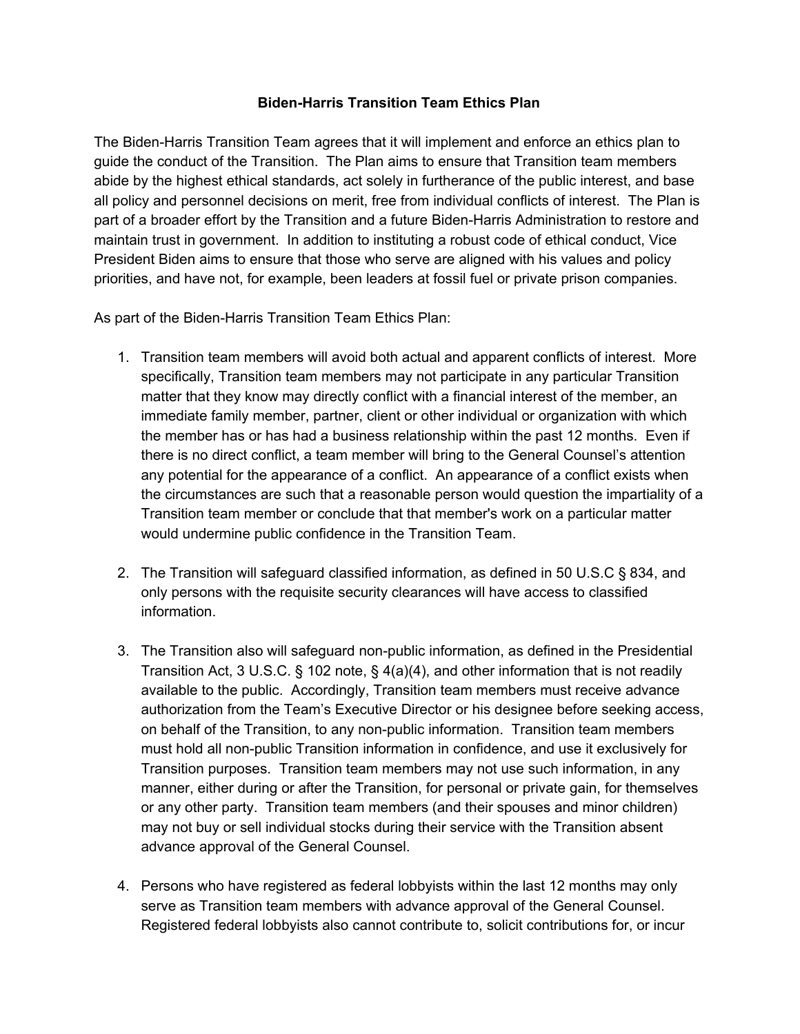# Biden-Harris Transition Team Ethics Plan

The Biden-Harris Transition Team agrees that it will implement and enforce an ethics plan to guide the conduct of the Transition. The Plan aims to ensure that Transition team members abide by the highest ethical standards, act solely in furtherance of the public interest, and base all policy and personnel decisions on merit, free from individual conflicts of interest. The Plan is part of a broader effort by the Transition and a future Biden-Harris Administration to restore and maintain trust in government. In addition to instituting a robust code of ethical conduct, Vice President Biden aims to ensure that those who serve are aligned with his values and policy priorities, and have not, for example, been leaders at fossil fuel or private prison companies.

As part of the Biden-Harris Transition Team Ethics Plan:

1. Transition team members will avoid both actual and apparent conflicts of interest. More specifically, Transition team members may not participate in any particular Transition matter that they know may directly conflict with a financial interest of the member, an immediate family member, partner, client or other individual or organization with which the member has or has had a business relationship within the past 12 months. Even if there is no direct conflict, a team member will bring to the General Counsel's attention any potential for the appearance of a conflict. An appearance of a conflict exists when the circumstances are such that a reasonable person would question the impartiality of a Transition team member or conclude that that member's work on a particular matter would undermine public confidence in the Transition Team.

2. The Transition will safeguard classified information, as defined in 50 U.S.C § 834, and only persons with the requisite security clearances will have access to classified information.

3. The Transition also will safeguard non-public information, as defined in the Presidential Transition Act, 3 U.S.C. § 102 note, § 4(a)(4), and other information that is not readily available to the public. Accordingly, Transition team members must receive advance authorization from the Team's Executive Director or his designee before seeking access, on behalf of the Transition, to any non-public information. Transition team members must hold all non-public Transition information in confidence, and use it exclusively for Transition purposes. Transition team members may not use such information, in any manner, either during or after the Transition, for personal or private gain, for themselves or any other party. Transition team members (and their spouses and minor children) may not buy or sell individual stocks during their service with the Transition absent advance approval of the General Counsel.

4. Persons who have registered as federal lobbyists within the last 12 months may only serve as Transition team members with advance approval of the General Counsel. Registered federal lobbyists also cannot contribute to, solicit contributions for, or incur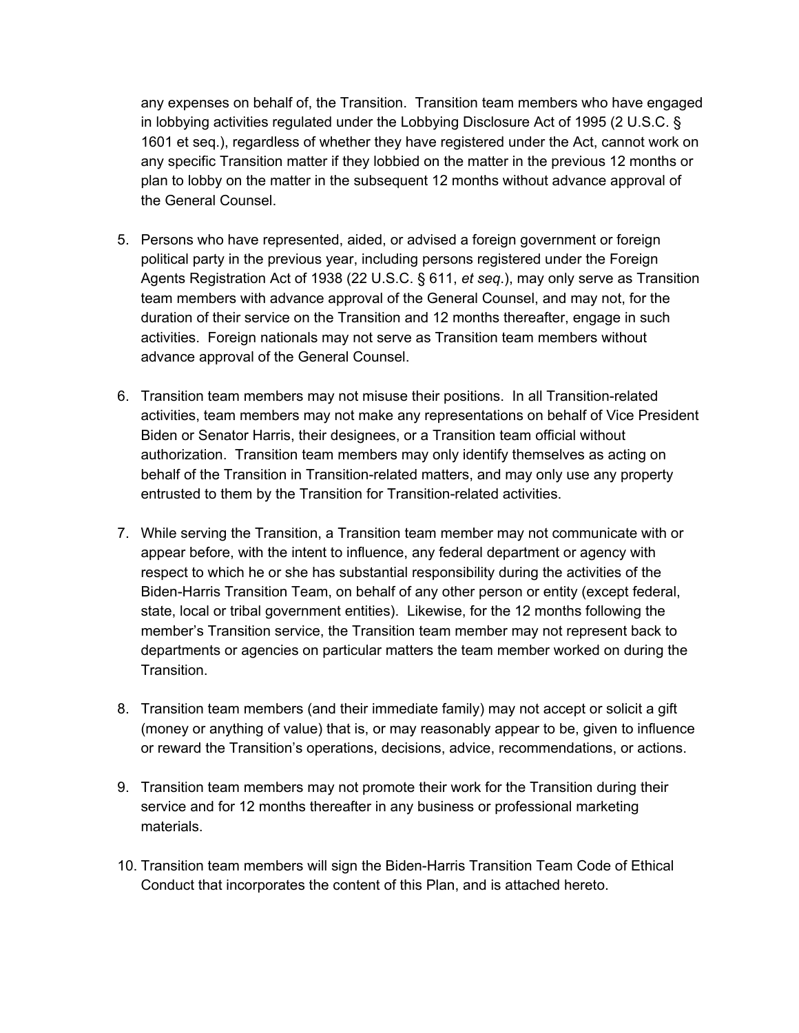any expenses on behalf of, the Transition. Transition team members who have engaged in lobbying activities regulated under the Lobbying Disclosure Act of 1995 (2 U.S.C. § 1601 et seq.), regardless of whether they have registered under the Act, cannot work on any specific Transition matter if they lobbied on the matter in the previous 12 months or plan to lobby on the matter in the subsequent 12 months without advance approval of the General Counsel.

5. Persons who have represented, aided, or advised a foreign government or foreign political party in the previous year, including persons registered under the Foreign Agents Registration Act of 1938 (22 U.S.C. § 611, *et seq.*), may only serve as Transition team members with advance approval of the General Counsel, and may not, for the duration of their service on the Transition and 12 months thereafter, engage in such activities. Foreign nationals may not serve as Transition team members without advance approval of the General Counsel.

6. Transition team members may not misuse their positions. In all Transition-related activities, team members may not make any representations on behalf of Vice President Biden or Senator Harris, their designees, or a Transition team official without authorization. Transition team members may only identify themselves as acting on behalf of the Transition in Transition-related matters, and may only use any property entrusted to them by the Transition for Transition-related activities.

7. While serving the Transition, a Transition team member may not communicate with or appear before, with the intent to influence, any federal department or agency with respect to which he or she has substantial responsibility during the activities of the Biden-Harris Transition Team, on behalf of any other person or entity (except federal, state, local or tribal government entities). Likewise, for the 12 months following the member's Transition service, the Transition team member may not represent back to departments or agencies on particular matters the team member worked on during the Transition.

8. Transition team members (and their immediate family) may not accept or solicit a gift (money or anything of value) that is, or may reasonably appear to be, given to influence or reward the Transition's operations, decisions, advice, recommendations, or actions.

9. Transition team members may not promote their work for the Transition during their service and for 12 months thereafter in any business or professional marketing materials.

10. Transition team members will sign the Biden-Harris Transition Team Code of Ethical Conduct that incorporates the content of this Plan, and is attached hereto.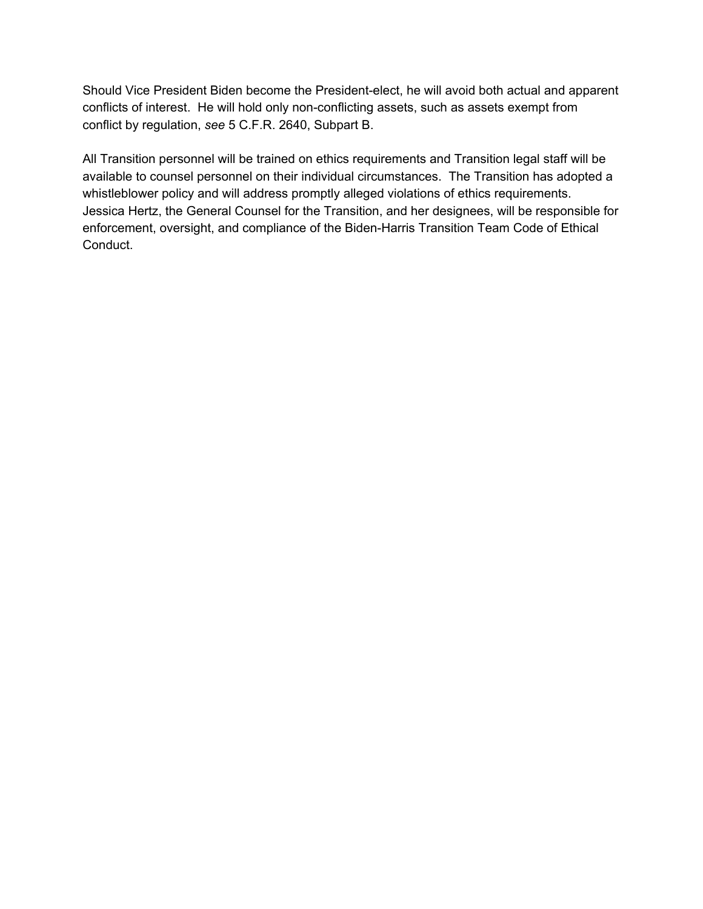Should Vice President Biden become the President-elect, he will avoid both actual and apparent conflicts of interest. He will hold only non-conflicting assets, such as assets exempt from conflict by regulation, *see* 5 C.F.R. 2640, Subpart B.

All Transition personnel will be trained on ethics requirements and Transition legal staff will be available to counsel personnel on their individual circumstances. The Transition has adopted a whistleblower policy and will address promptly alleged violations of ethics requirements. Jessica Hertz, the General Counsel for the Transition, and her designees, will be responsible for enforcement, oversight, and compliance of the Biden-Harris Transition Team Code of Ethical Conduct.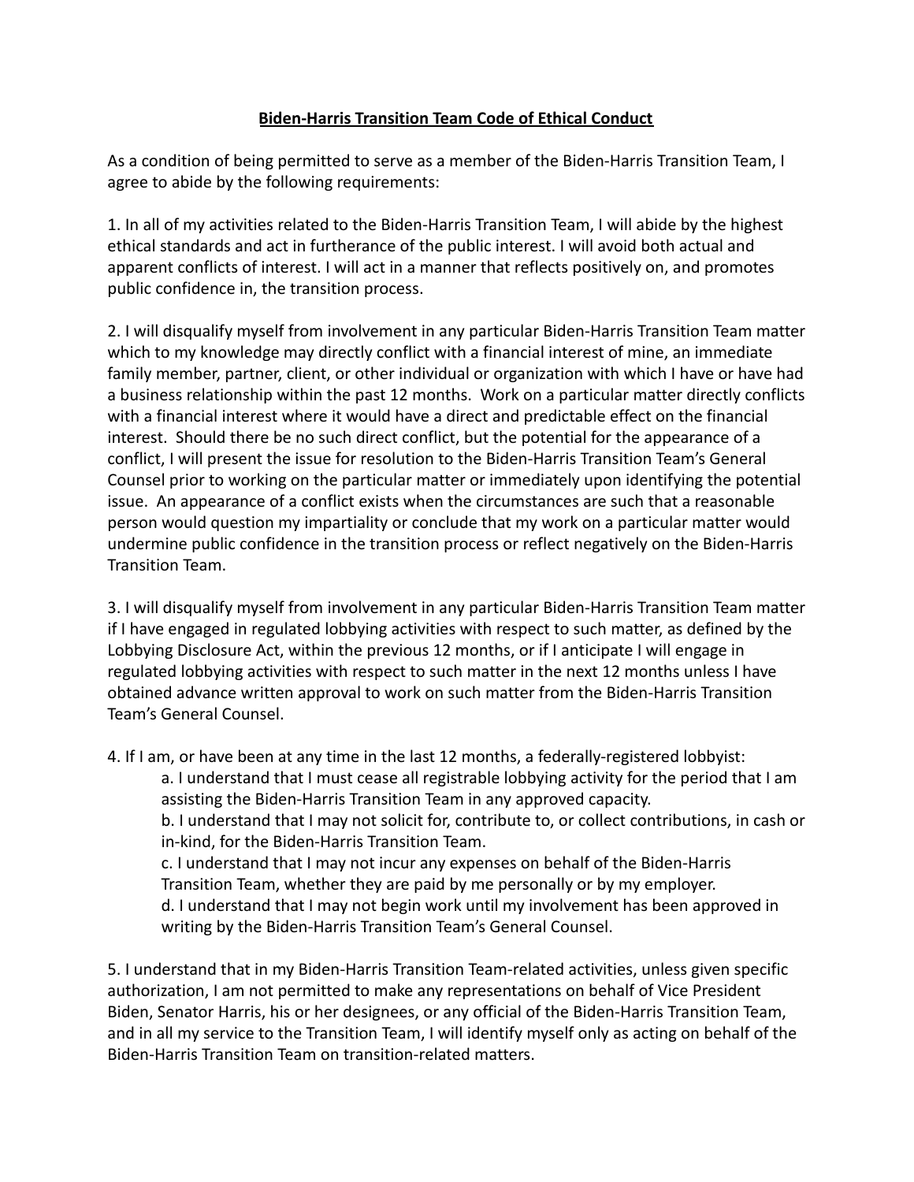**Biden-Harris Transition Team Code of Ethical Conduct**

As a condition of being permitted to serve as a member of the Biden-Harris Transition Team, I agree to abide by the following requirements:

1. In all of my activities related to the Biden-Harris Transition Team, I will abide by the highest ethical standards and act in furtherance of the public interest. I will avoid both actual and apparent conflicts of interest. I will act in a manner that reflects positively on, and promotes public confidence in, the transition process.

2. I will disqualify myself from involvement in any particular Biden-Harris Transition Team matter which to my knowledge may directly conflict with a financial interest of mine, an immediate family member, partner, client, or other individual or organization with which I have or have had a business relationship within the past 12 months. Work on a particular matter directly conflicts with a financial interest where it would have a direct and predictable effect on the financial interest. Should there be no such direct conflict, but the potential for the appearance of a conflict, I will present the issue for resolution to the Biden-Harris Transition Team's General Counsel prior to working on the particular matter or immediately upon identifying the potential issue. An appearance of a conflict exists when the circumstances are such that a reasonable person would question my impartiality or conclude that my work on a particular matter would undermine public confidence in the transition process or reflect negatively on the Biden-Harris Transition Team.

3. I will disqualify myself from involvement in any particular Biden-Harris Transition Team matter if I have engaged in regulated lobbying activities with respect to such matter, as defined by the Lobbying Disclosure Act, within the previous 12 months, or if I anticipate I will engage in regulated lobbying activities with respect to such matter in the next 12 months unless I have obtained advance written approval to work on such matter from the Biden-Harris Transition Team's General Counsel.

4. If I am, or have been at any time in the last 12 months, a federally-registered lobbyist:
   - a. I understand that I must cease all registrable lobbying activity for the period that I am assisting the Biden-Harris Transition Team in any approved capacity.
   - b. I understand that I may not solicit for, contribute to, or collect contributions, in cash or in-kind, for the Biden-Harris Transition Team.
   - c. I understand that I may not incur any expenses on behalf of the Biden-Harris Transition Team, whether they are paid by me personally or by my employer.
   - d. I understand that I may not begin work until my involvement has been approved in writing by the Biden-Harris Transition Team's General Counsel.

5. I understand that in my Biden-Harris Transition Team-related activities, unless given specific authorization, I am not permitted to make any representations on behalf of Vice President Biden, Senator Harris, his or her designees, or any official of the Biden-Harris Transition Team, and in all my service to the Transition Team, I will identify myself only as acting on behalf of the Biden-Harris Transition Team on transition-related matters.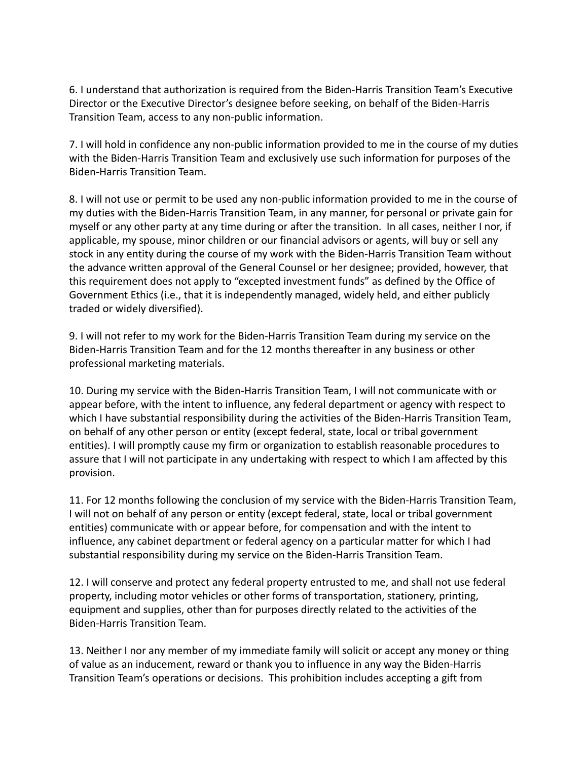6. I understand that authorization is required from the Biden-Harris Transition Team's Executive Director or the Executive Director's designee before seeking, on behalf of the Biden-Harris Transition Team, access to any non-public information.

7. I will hold in confidence any non-public information provided to me in the course of my duties with the Biden-Harris Transition Team and exclusively use such information for purposes of the Biden-Harris Transition Team.

8. I will not use or permit to be used any non-public information provided to me in the course of my duties with the Biden-Harris Transition Team, in any manner, for personal or private gain for myself or any other party at any time during or after the transition. In all cases, neither I nor, if applicable, my spouse, minor children or our financial advisors or agents, will buy or sell any stock in any entity during the course of my work with the Biden-Harris Transition Team without the advance written approval of the General Counsel or her designee; provided, however, that this requirement does not apply to "excepted investment funds" as defined by the Office of Government Ethics (i.e., that it is independently managed, widely held, and either publicly traded or widely diversified).

9. I will not refer to my work for the Biden-Harris Transition Team during my service on the Biden-Harris Transition Team and for the 12 months thereafter in any business or other professional marketing materials.

10. During my service with the Biden-Harris Transition Team, I will not communicate with or appear before, with the intent to influence, any federal department or agency with respect to which I have substantial responsibility during the activities of the Biden-Harris Transition Team, on behalf of any other person or entity (except federal, state, local or tribal government entities). I will promptly cause my firm or organization to establish reasonable procedures to assure that I will not participate in any undertaking with respect to which I am affected by this provision.

11. For 12 months following the conclusion of my service with the Biden-Harris Transition Team, I will not on behalf of any person or entity (except federal, state, local or tribal government entities) communicate with or appear before, for compensation and with the intent to influence, any cabinet department or federal agency on a particular matter for which I had substantial responsibility during my service on the Biden-Harris Transition Team.

12. I will conserve and protect any federal property entrusted to me, and shall not use federal property, including motor vehicles or other forms of transportation, stationery, printing, equipment and supplies, other than for purposes directly related to the activities of the Biden-Harris Transition Team.

13. Neither I nor any member of my immediate family will solicit or accept any money or thing of value as an inducement, reward or thank you to influence in any way the Biden-Harris Transition Team's operations or decisions. This prohibition includes accepting a gift from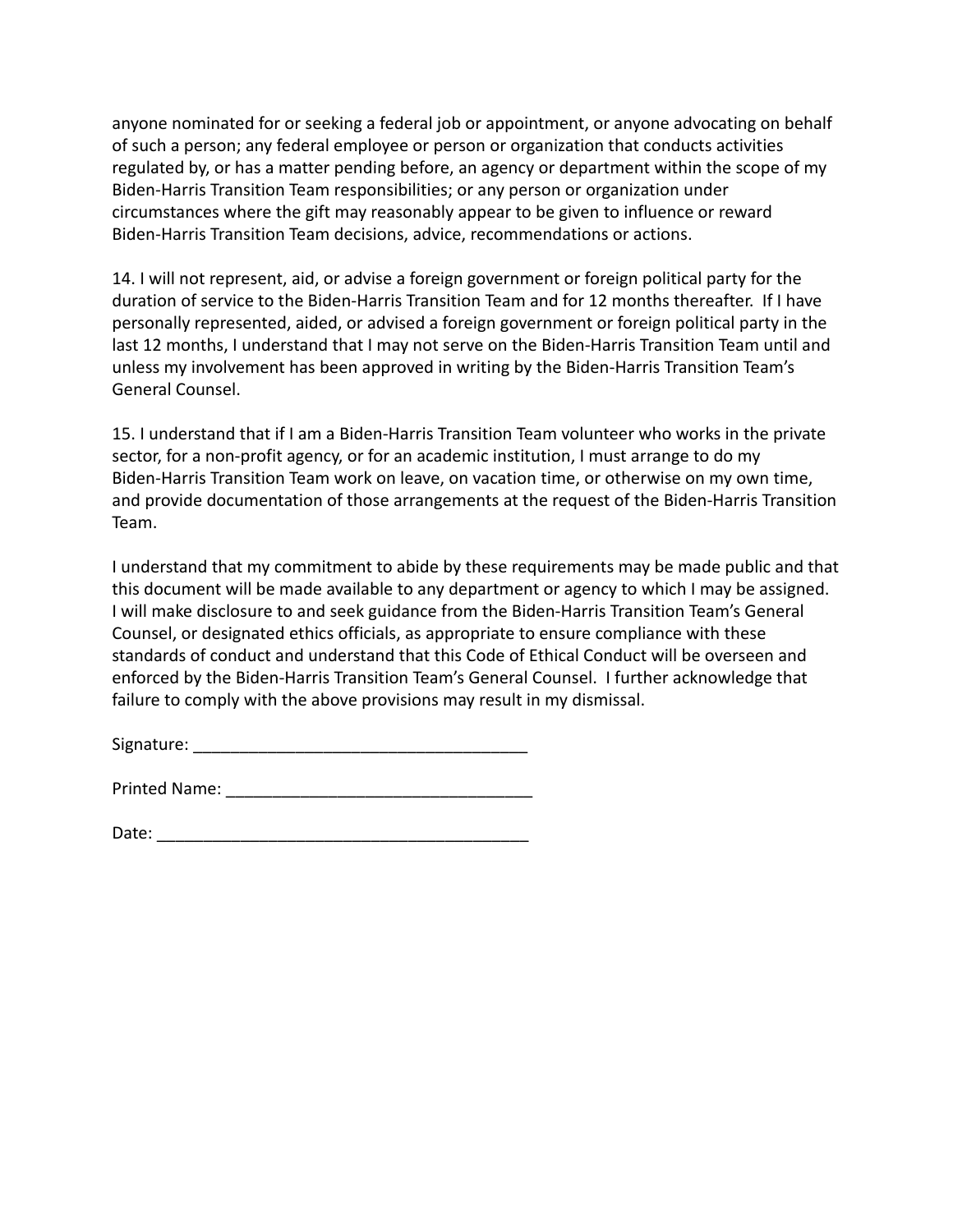anyone nominated for or seeking a federal job or appointment, or anyone advocating on behalf of such a person; any federal employee or person or organization that conducts activities regulated by, or has a matter pending before, an agency or department within the scope of my Biden-Harris Transition Team responsibilities; or any person or organization under circumstances where the gift may reasonably appear to be given to influence or reward Biden-Harris Transition Team decisions, advice, recommendations or actions.

14. I will not represent, aid, or advise a foreign government or foreign political party for the duration of service to the Biden-Harris Transition Team and for 12 months thereafter. If I have personally represented, aided, or advised a foreign government or foreign political party in the last 12 months, I understand that I may not serve on the Biden-Harris Transition Team until and unless my involvement has been approved in writing by the Biden-Harris Transition Team's General Counsel.

15. I understand that if I am a Biden-Harris Transition Team volunteer who works in the private sector, for a non-profit agency, or for an academic institution, I must arrange to do my Biden-Harris Transition Team work on leave, on vacation time, or otherwise on my own time, and provide documentation of those arrangements at the request of the Biden-Harris Transition Team.

I understand that my commitment to abide by these requirements may be made public and that this document will be made available to any department or agency to which I may be assigned. I will make disclosure to and seek guidance from the Biden-Harris Transition Team's General Counsel, or designated ethics officials, as appropriate to ensure compliance with these standards of conduct and understand that this Code of Ethical Conduct will be overseen and enforced by the Biden-Harris Transition Team's General Counsel. I further acknowledge that failure to comply with the above provisions may result in my dismissal.

Signature: ____________________________________

Printed Name: _________________________________

Date: ________________________________________